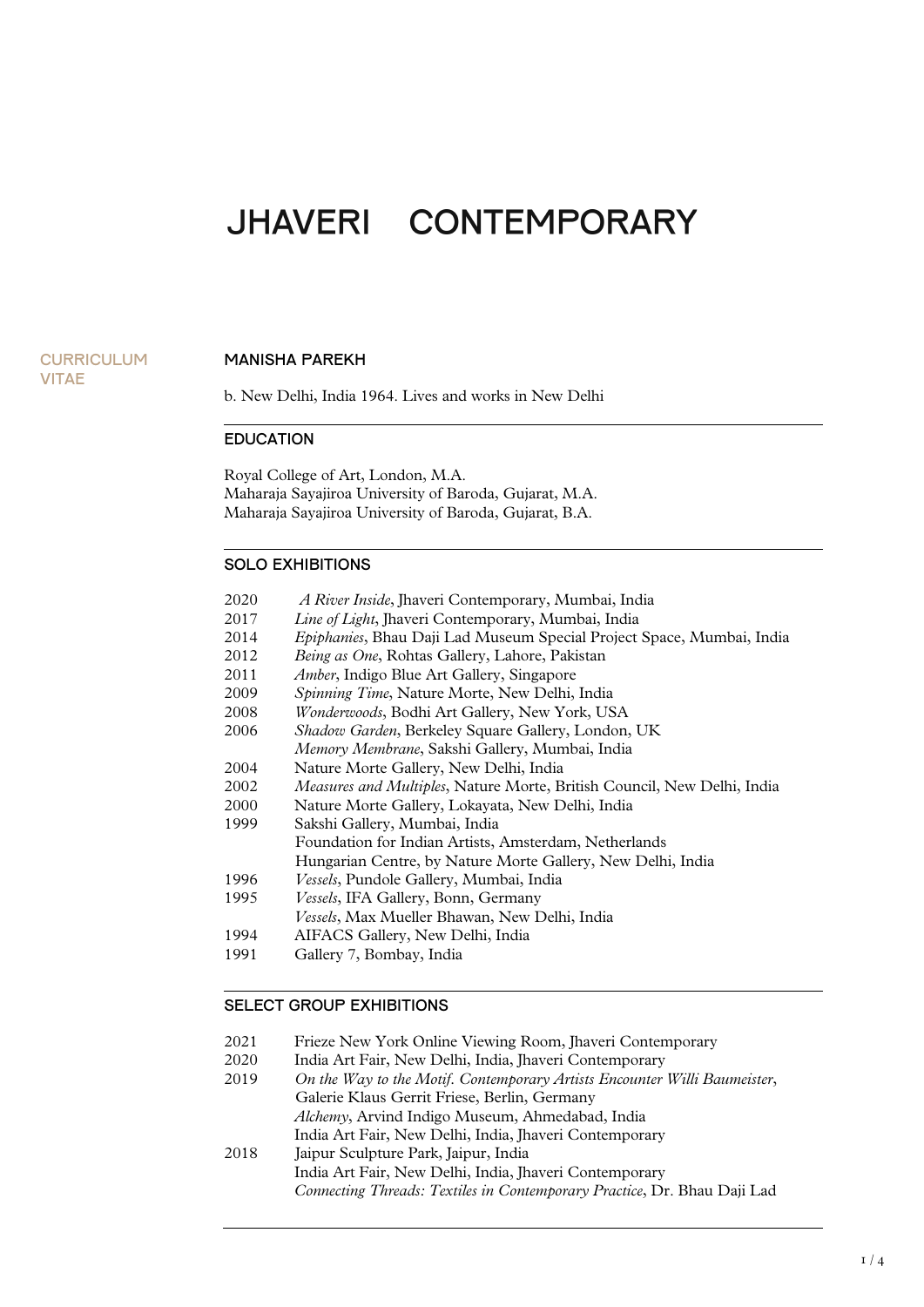# JHAVERI CONTEMPORARY

CURRICULUM VITAE

## MANISHA PAREKH

b. New Delhi, India 1964. Lives and works in New Delhi

### EDUCATION

Royal College of Art, London, M.A.
Maharaja Sayajiroa University of Baroda, Gujarat, M.A.
Maharaja Sayajiroa University of Baroda, Gujarat, B.A.

### SOLO EXHIBITIONS

2020 *A River Inside*, Jhaveri Contemporary, Mumbai, India
2017 *Line of Light*, Jhaveri Contemporary, Mumbai, India
2014 *Epiphanies*, Bhau Daji Lad Museum Special Project Space, Mumbai, India
2012 *Being as One*, Rohtas Gallery, Lahore, Pakistan
2011 *Amber*, Indigo Blue Art Gallery, Singapore
2009 *Spinning Time*, Nature Morte, New Delhi, India
2008 *Wonderwoods*, Bodhi Art Gallery, New York, USA
2006 *Shadow Garden*, Berkeley Square Gallery, London, UK
*Memory Membrane*, Sakshi Gallery, Mumbai, India
2004 Nature Morte Gallery, New Delhi, India
2002 *Measures and Multiples*, Nature Morte, British Council, New Delhi, India
2000 Nature Morte Gallery, Lokayata, New Delhi, India
1999 Sakshi Gallery, Mumbai, India
Foundation for Indian Artists, Amsterdam, Netherlands
Hungarian Centre, by Nature Morte Gallery, New Delhi, India
1996 *Vessels*, Pundole Gallery, Mumbai, India
1995 *Vessels*, IFA Gallery, Bonn, Germany
*Vessels*, Max Mueller Bhawan, New Delhi, India
1994 AIFACS Gallery, New Delhi, India
1991 Gallery 7, Bombay, India

### SELECT GROUP EXHIBITIONS

2021 Frieze New York Online Viewing Room, Jhaveri Contemporary
2020 India Art Fair, New Delhi, India, Jhaveri Contemporary
2019 *On the Way to the Motif. Contemporary Artists Encounter Willi Baumeister*, Galerie Klaus Gerrit Friese, Berlin, Germany
*Alchemy*, Arvind Indigo Museum, Ahmedabad, India
India Art Fair, New Delhi, India, Jhaveri Contemporary
2018 Jaipur Sculpture Park, Jaipur, India
India Art Fair, New Delhi, India, Jhaveri Contemporary
*Connecting Threads: Textiles in Contemporary Practice*, Dr. Bhau Daji Lad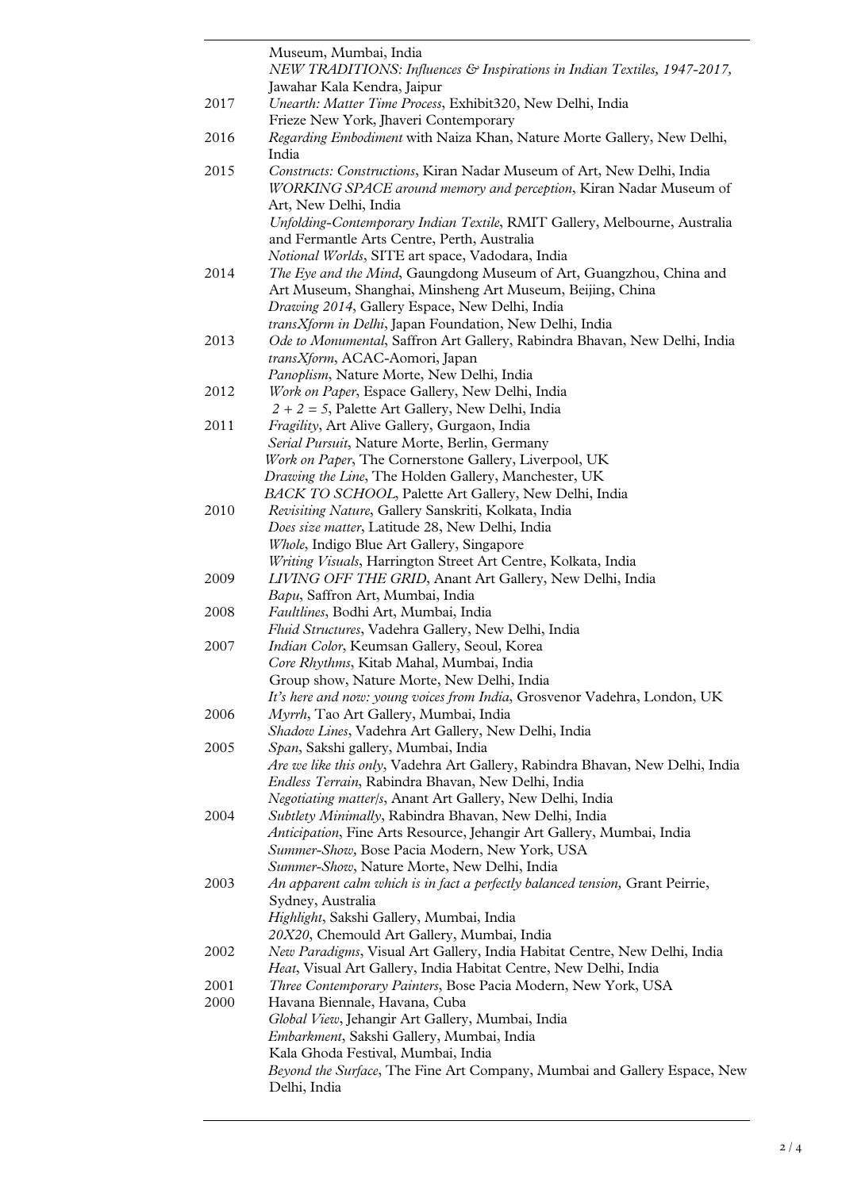| | |
|---|---|
| | Museum, Mumbai, India |
| | *NEW TRADITIONS: Influences & Inspirations in Indian Textiles, 1947-2017,* Jawahar Kala Kendra, Jaipur |
| 2017 | *Unearth: Matter Time Process*, Exhibit320, New Delhi, India |
| | Frieze New York, Jhaveri Contemporary |
| 2016 | *Regarding Embodiment* with Naiza Khan, Nature Morte Gallery, New Delhi, India |
| 2015 | *Constructs: Constructions*, Kiran Nadar Museum of Art, New Delhi, India |
| | *WORKING SPACE around memory and perception*, Kiran Nadar Museum of Art, New Delhi, India |
| | *Unfolding-Contemporary Indian Textile*, RMIT Gallery, Melbourne, Australia and Fermantle Arts Centre, Perth, Australia |
| | *Notional Worlds*, SITE art space, Vadodara, India |
| 2014 | *The Eye and the Mind*, Gaungdong Museum of Art, Guangzhou, China and Art Museum, Shanghai, Minsheng Art Museum, Beijing, China |
| | *Drawing 2014*, Gallery Espace, New Delhi, India |
| | *transXform in Delhi*, Japan Foundation, New Delhi, India |
| 2013 | *Ode to Monumental*, Saffron Art Gallery, Rabindra Bhavan, New Delhi, India |
| | *transXform*, ACAC-Aomori, Japan |
| | *Panoplism*, Nature Morte, New Delhi, India |
| 2012 | *Work on Paper*, Espace Gallery, New Delhi, India |
| | *2 + 2 = 5*, Palette Art Gallery, New Delhi, India |
| 2011 | *Fragility*, Art Alive Gallery, Gurgaon, India |
| | *Serial Pursuit*, Nature Morte, Berlin, Germany |
| | *Work on Paper*, The Cornerstone Gallery, Liverpool, UK |
| | *Drawing the Line*, The Holden Gallery, Manchester, UK |
| | *BACK TO SCHOOL*, Palette Art Gallery, New Delhi, India |
| 2010 | *Revisiting Nature*, Gallery Sanskriti, Kolkata, India |
| | *Does size matter*, Latitude 28, New Delhi, India |
| | *Whole*, Indigo Blue Art Gallery, Singapore |
| | *Writing Visuals*, Harrington Street Art Centre, Kolkata, India |
| 2009 | *LIVING OFF THE GRID*, Anant Art Gallery, New Delhi, India |
| | *Bapu*, Saffron Art, Mumbai, India |
| 2008 | *Faultlines*, Bodhi Art, Mumbai, India |
| | *Fluid Structures*, Vadehra Gallery, New Delhi, India |
| 2007 | *Indian Color*, Keumsan Gallery, Seoul, Korea |
| | *Core Rhythms*, Kitab Mahal, Mumbai, India |
| | Group show, Nature Morte, New Delhi, India |
| | *It's here and now: young voices from India*, Grosvenor Vadehra, London, UK |
| 2006 | *Myrrh*, Tao Art Gallery, Mumbai, India |
| | *Shadow Lines*, Vadehra Art Gallery, New Delhi, India |
| 2005 | *Span*, Sakshi gallery, Mumbai, India |
| | *Are we like this only*, Vadehra Art Gallery, Rabindra Bhavan, New Delhi, India |
| | *Endless Terrain*, Rabindra Bhavan, New Delhi, India |
| | *Negotiating matter/s*, Anant Art Gallery, New Delhi, India |
| 2004 | *Subtlety Minimally*, Rabindra Bhavan, New Delhi, India |
| | *Anticipation*, Fine Arts Resource, Jehangir Art Gallery, Mumbai, India |
| | *Summer-Show,* Bose Pacia Modern, New York, USA |
| | *Summer-Show*, Nature Morte, New Delhi, India |
| 2003 | *An apparent calm which is in fact a perfectly balanced tension,* Grant Peirrie, Sydney, Australia |
| | *Highlight*, Sakshi Gallery, Mumbai, India |
| | *20X20*, Chemould Art Gallery, Mumbai, India |
| 2002 | *New Paradigms*, Visual Art Gallery, India Habitat Centre, New Delhi, India |
| | *Heat*, Visual Art Gallery, India Habitat Centre, New Delhi, India |
| 2001 | *Three Contemporary Painters*, Bose Pacia Modern, New York, USA |
| 2000 | Havana Biennale, Havana, Cuba |
| | *Global View*, Jehangir Art Gallery, Mumbai, India |
| | *Embarkment*, Sakshi Gallery, Mumbai, India |
| | Kala Ghoda Festival, Mumbai, India |
| | *Beyond the Surface*, The Fine Art Company, Mumbai and Gallery Espace, New Delhi, India |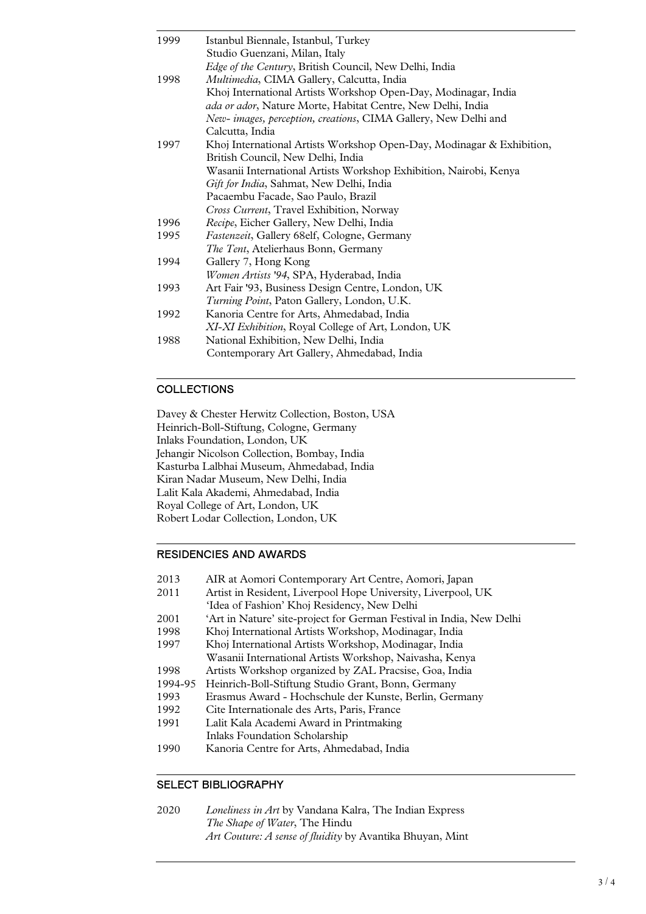| | |
|---|---|
| 1999 | Istanbul Biennale, Istanbul, Turkey |
| | Studio Guenzani, Milan, Italy |
| | *Edge of the Century*, British Council, New Delhi, India |
| 1998 | *Multimedia*, CIMA Gallery, Calcutta, India |
| | Khoj International Artists Workshop Open-Day, Modinagar, India |
| | *ada or ador*, Nature Morte, Habitat Centre, New Delhi, India |
| | *New- images, perception, creations*, CIMA Gallery, New Delhi and Calcutta, India |
| 1997 | Khoj International Artists Workshop Open-Day, Modinagar & Exhibition, British Council, New Delhi, India |
| | Wasanii International Artists Workshop Exhibition, Nairobi, Kenya |
| | *Gift for India*, Sahmat, New Delhi, India |
| | Pacaembu Facade, Sao Paulo, Brazil |
| | *Cross Current*, Travel Exhibition, Norway |
| 1996 | *Recipe*, Eicher Gallery, New Delhi, India |
| 1995 | *Fastenzeit*, Gallery 68elf, Cologne, Germany |
| | *The Tent*, Atelierhaus Bonn, Germany |
| 1994 | Gallery 7, Hong Kong |
| | *Women Artists '94*, SPA, Hyderabad, India |
| 1993 | Art Fair '93, Business Design Centre, London, UK |
| | *Turning Point*, Paton Gallery, London, U.K. |
| 1992 | Kanoria Centre for Arts, Ahmedabad, India |
| | *XI-XI Exhibition*, Royal College of Art, London, UK |
| 1988 | National Exhibition, New Delhi, India |
| | Contemporary Art Gallery, Ahmedabad, India |

## COLLECTIONS

Davey & Chester Herwitz Collection, Boston, USA
Heinrich-Boll-Stiftung, Cologne, Germany
Inlaks Foundation, London, UK
Jehangir Nicolson Collection, Bombay, India
Kasturba Lalbhai Museum, Ahmedabad, India
Kiran Nadar Museum, New Delhi, India
Lalit Kala Akademi, Ahmedabad, India
Royal College of Art, London, UK
Robert Lodar Collection, London, UK

## RESIDENCIES AND AWARDS

| | |
|---|---|
| 2013 | AIR at Aomori Contemporary Art Centre, Aomori, Japan |
| 2011 | Artist in Resident, Liverpool Hope University, Liverpool, UK |
| | 'Idea of Fashion' Khoj Residency, New Delhi |
| 2001 | 'Art in Nature' site-project for German Festival in India, New Delhi |
| 1998 | Khoj International Artists Workshop, Modinagar, India |
| 1997 | Khoj International Artists Workshop, Modinagar, India |
| | Wasanii International Artists Workshop, Naivasha, Kenya |
| 1998 | Artists Workshop organized by ZAL Pracsise, Goa, India |
| 1994-95 | Heinrich-Boll-Stiftung Studio Grant, Bonn, Germany |
| 1993 | Erasmus Award - Hochschule der Kunste, Berlin, Germany |
| 1992 | Cite Internationale des Arts, Paris, France |
| 1991 | Lalit Kala Academi Award in Printmaking |
| | Inlaks Foundation Scholarship |
| 1990 | Kanoria Centre for Arts, Ahmedabad, India |

## SELECT BIBLIOGRAPHY

| | |
|---|---|
| 2020 | *Loneliness in Art* by Vandana Kalra, The Indian Express |
| | *The Shape of Water*, The Hindu |
| | *Art Couture: A sense of fluidity* by Avantika Bhuyan, Mint |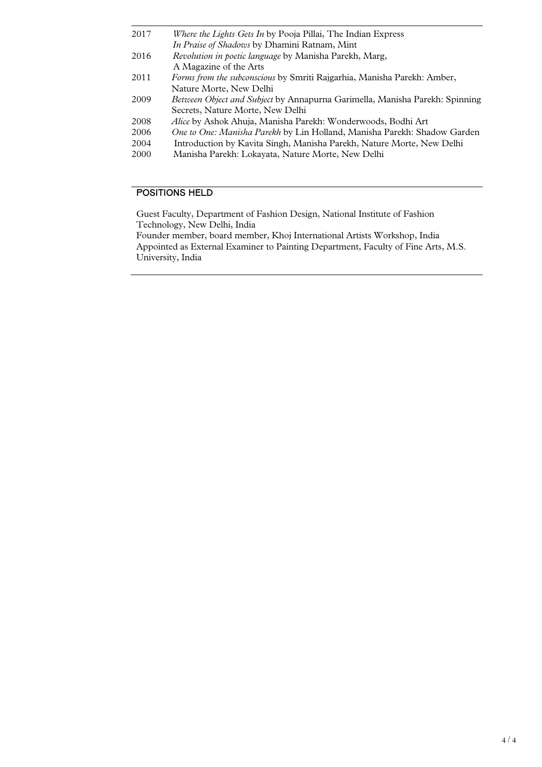| | |
|---|---|
| 2017 | *Where the Lights Gets In* by Pooja Pillai, The Indian Express |
| | *In Praise of Shadows* by Dhamini Ratnam, Mint |
| 2016 | *Revolution in poetic language* by Manisha Parekh, Marg, A Magazine of the Arts |
| 2011 | *Forms from the subconscious* by Smriti Rajgarhia, Manisha Parekh: Amber, Nature Morte, New Delhi |
| 2009 | *Between Object and Subject* by Annapurna Garimella, Manisha Parekh: Spinning Secrets, Nature Morte, New Delhi |
| 2008 | *Alice* by Ashok Ahuja, Manisha Parekh: Wonderwoods, Bodhi Art |
| 2006 | *One to One: Manisha Parekh* by Lin Holland, Manisha Parekh: Shadow Garden |
| 2004 | Introduction by Kavita Singh, Manisha Parekh, Nature Morte, New Delhi |
| 2000 | Manisha Parekh: Lokayata, Nature Morte, New Delhi |

## POSITIONS HELD

Guest Faculty, Department of Fashion Design, National Institute of Fashion Technology, New Delhi, India

Founder member, board member, Khoj International Artists Workshop, India

Appointed as External Examiner to Painting Department, Faculty of Fine Arts, M.S. University, India